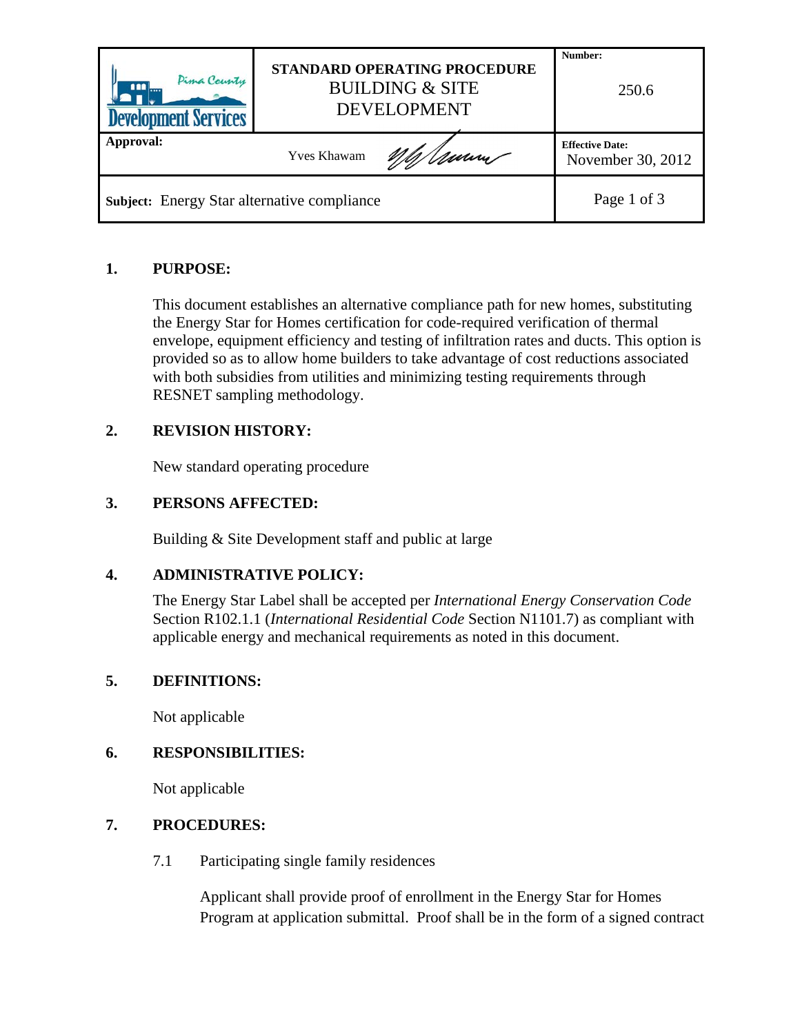| Pima County Development Services | **STANDARD OPERATING PROCEDURE** BUILDING & SITE DEVELOPMENT | **Number:** 250.6 |
| --- | --- | --- |
| **Approval:** | Yves Khawam | **Effective Date:** November 30, 2012 |
| **Subject:** Energy Star alternative compliance | | Page 1 of 3 |

## 1. PURPOSE:

This document establishes an alternative compliance path for new homes, substituting the Energy Star for Homes certification for code-required verification of thermal envelope, equipment efficiency and testing of infiltration rates and ducts. This option is provided so as to allow home builders to take advantage of cost reductions associated with both subsidies from utilities and minimizing testing requirements through RESNET sampling methodology.

## 2. REVISION HISTORY:

New standard operating procedure

## 3. PERSONS AFFECTED:

Building & Site Development staff and public at large

## 4. ADMINISTRATIVE POLICY:

The Energy Star Label shall be accepted per *International Energy Conservation Code* Section R102.1.1 (*International Residential Code* Section N1101.7) as compliant with applicable energy and mechanical requirements as noted in this document.

## 5. DEFINITIONS:

Not applicable

## 6. RESPONSIBILITIES:

Not applicable

## 7. PROCEDURES:

7.1 Participating single family residences

Applicant shall provide proof of enrollment in the Energy Star for Homes Program at application submittal. Proof shall be in the form of a signed contract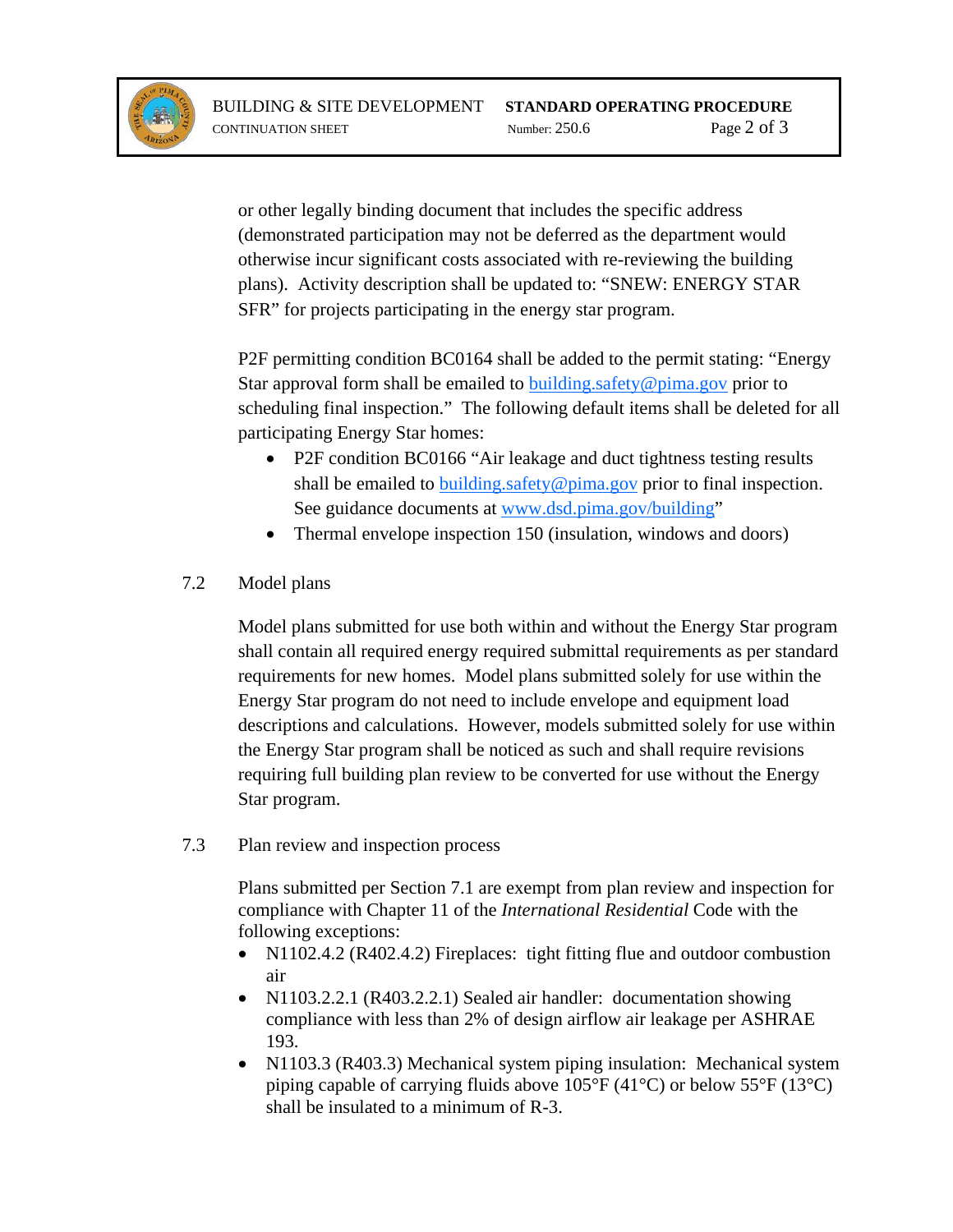or other legally binding document that includes the specific address (demonstrated participation may not be deferred as the department would otherwise incur significant costs associated with re-reviewing the building plans). Activity description shall be updated to: "SNEW: ENERGY STAR SFR" for projects participating in the energy star program.

P2F permitting condition BC0164 shall be added to the permit stating: "Energy Star approval form shall be emailed to building.safety@pima.gov prior to scheduling final inspection." The following default items shall be deleted for all participating Energy Star homes:

- P2F condition BC0166 "Air leakage and duct tightness testing results shall be emailed to building.safety@pima.gov prior to final inspection. See guidance documents at www.dsd.pima.gov/building"
- Thermal envelope inspection 150 (insulation, windows and doors)

7.2 Model plans

Model plans submitted for use both within and without the Energy Star program shall contain all required energy required submittal requirements as per standard requirements for new homes. Model plans submitted solely for use within the Energy Star program do not need to include envelope and equipment load descriptions and calculations. However, models submitted solely for use within the Energy Star program shall be noticed as such and shall require revisions requiring full building plan review to be converted for use without the Energy Star program.

7.3 Plan review and inspection process

Plans submitted per Section 7.1 are exempt from plan review and inspection for compliance with Chapter 11 of the *International Residential* Code with the following exceptions:

- N1102.4.2 (R402.4.2) Fireplaces: tight fitting flue and outdoor combustion air
- N1103.2.2.1 (R403.2.2.1) Sealed air handler: documentation showing compliance with less than 2% of design airflow air leakage per ASHRAE 193.
- N1103.3 (R403.3) Mechanical system piping insulation: Mechanical system piping capable of carrying fluids above 105°F (41°C) or below 55°F (13°C) shall be insulated to a minimum of R-3.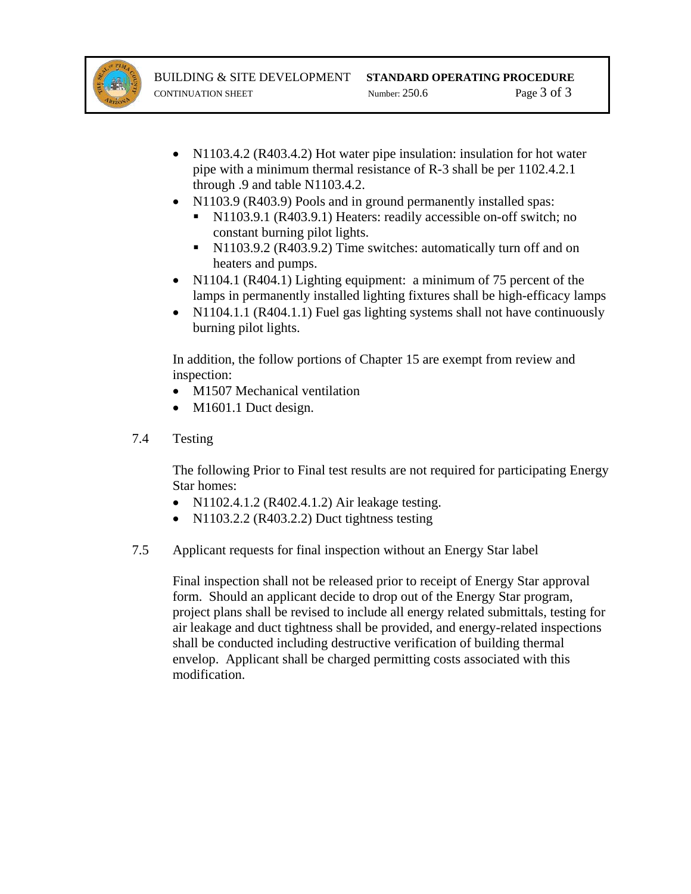- N1103.4.2 (R403.4.2) Hot water pipe insulation: insulation for hot water pipe with a minimum thermal resistance of R-3 shall be per 1102.4.2.1 through .9 and table N1103.4.2.
- N1103.9 (R403.9) Pools and in ground permanently installed spas:
  - N1103.9.1 (R403.9.1) Heaters: readily accessible on-off switch; no constant burning pilot lights.
  - N1103.9.2 (R403.9.2) Time switches: automatically turn off and on heaters and pumps.
- N1104.1 (R404.1) Lighting equipment: a minimum of 75 percent of the lamps in permanently installed lighting fixtures shall be high-efficacy lamps
- N1104.1.1 (R404.1.1) Fuel gas lighting systems shall not have continuously burning pilot lights.

In addition, the follow portions of Chapter 15 are exempt from review and inspection:

- M1507 Mechanical ventilation
- M1601.1 Duct design.

7.4 Testing

The following Prior to Final test results are not required for participating Energy Star homes:

- N1102.4.1.2 (R402.4.1.2) Air leakage testing.
- N1103.2.2 (R403.2.2) Duct tightness testing

7.5 Applicant requests for final inspection without an Energy Star label

Final inspection shall not be released prior to receipt of Energy Star approval form. Should an applicant decide to drop out of the Energy Star program, project plans shall be revised to include all energy related submittals, testing for air leakage and duct tightness shall be provided, and energy-related inspections shall be conducted including destructive verification of building thermal envelop. Applicant shall be charged permitting costs associated with this modification.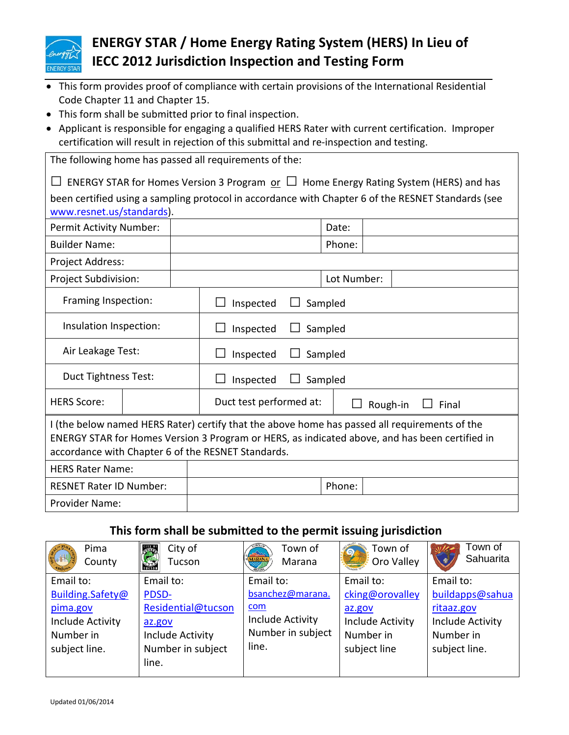# ENERGY STAR / Home Energy Rating System (HERS) In Lieu of IECC 2012 Jurisdiction Inspection and Testing Form

- This form provides proof of compliance with certain provisions of the International Residential Code Chapter 11 and Chapter 15.
- This form shall be submitted prior to final inspection.
- Applicant is responsible for engaging a qualified HERS Rater with current certification. Improper certification will result in rejection of this submittal and re-inspection and testing.

The following home has passed all requirements of the:

☐ ENERGY STAR for Homes Version 3 Program or ☐ Home Energy Rating System (HERS) and has been certified using a sampling protocol in accordance with Chapter 6 of the RESNET Standards (see www.resnet.us/standards).

| | | | |
|---|---|---|---|
| Permit Activity Number: | | Date: | |
| Builder Name: | | Phone: | |
| Project Address: | | | |
| Project Subdivision: | | Lot Number: | |

| | |
|---|---|
| Framing Inspection: | ☐ Inspected ☐ Sampled |
| Insulation Inspection: | ☐ Inspected ☐ Sampled |
| Air Leakage Test: | ☐ Inspected ☐ Sampled |
| Duct Tightness Test: | ☐ Inspected ☐ Sampled |

| | | | |
|---|---|---|---|
| HERS Score: | | Duct test performed at: | ☐ Rough-in ☐ Final |

I (the below named HERS Rater) certify that the above home has passed all requirements of the ENERGY STAR for Homes Version 3 Program or HERS, as indicated above, and has been certified in accordance with Chapter 6 of the RESNET Standards.

| | | | |
|---|---|---|---|
| HERS Rater Name: | | | |
| RESNET Rater ID Number: | | Phone: | |
| Provider Name: | | | |

## This form shall be submitted to the permit issuing jurisdiction

| Pima County | City of Tucson | Town of Marana | Town of Oro Valley | Town of Sahuarita |
|---|---|---|---|---|
| Email to: Building.Safety@pima.gov Include Activity Number in subject line. | Email to: PDSD-Residential@tucsonaz.gov Include Activity Number in subject line. | Email to: bsanchez@marana.com Include Activity Number in subject line. | Email to: cking@orovalleyaz.gov Include Activity Number in subject line | Email to: buildapps@sahuaritaaz.gov Include Activity Number in subject line. |

Updated 01/06/2014